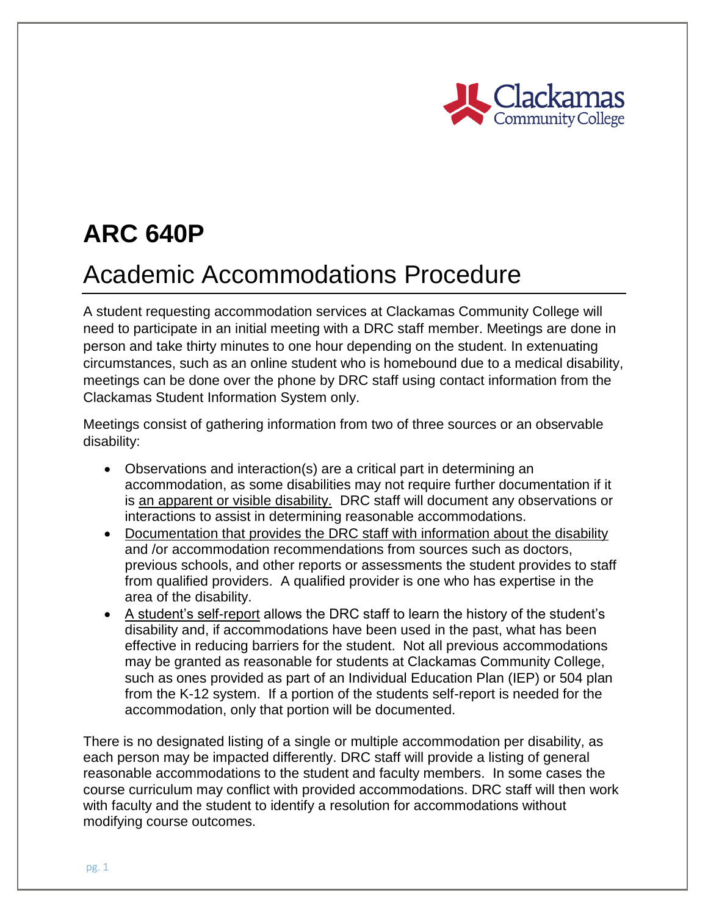# ARC 640P

## Academic Accommodations Procedure

A student requesting accommodation services at Clackamas Community College will need to participate in an initial meeting with a DRC staff member. Meetings are done in person and take thirty minutes to one hour depending on the student. In extenuating circumstances, such as an online student who is homebound due to a medical disability, meetings can be done over the phone by DRC staff using contact information from the Clackamas Student Information System only.

Meetings consist of gathering information from two of three sources or an observable disability:

- Observations and interaction(s) are a critical part in determining an accommodation, as some disabilities may not require further documentation if it is an apparent or visible disability. DRC staff will document any observations or interactions to assist in determining reasonable accommodations.
- Documentation that provides the DRC staff with information about the disability and /or accommodation recommendations from sources such as doctors, previous schools, and other reports or assessments the student provides to staff from qualified providers. A qualified provider is one who has expertise in the area of the disability.
- A student's self-report allows the DRC staff to learn the history of the student's disability and, if accommodations have been used in the past, what has been effective in reducing barriers for the student. Not all previous accommodations may be granted as reasonable for students at Clackamas Community College, such as ones provided as part of an Individual Education Plan (IEP) or 504 plan from the K-12 system. If a portion of the students self-report is needed for the accommodation, only that portion will be documented.

There is no designated listing of a single or multiple accommodation per disability, as each person may be impacted differently. DRC staff will provide a listing of general reasonable accommodations to the student and faculty members. In some cases the course curriculum may conflict with provided accommodations. DRC staff will then work with faculty and the student to identify a resolution for accommodations without modifying course outcomes.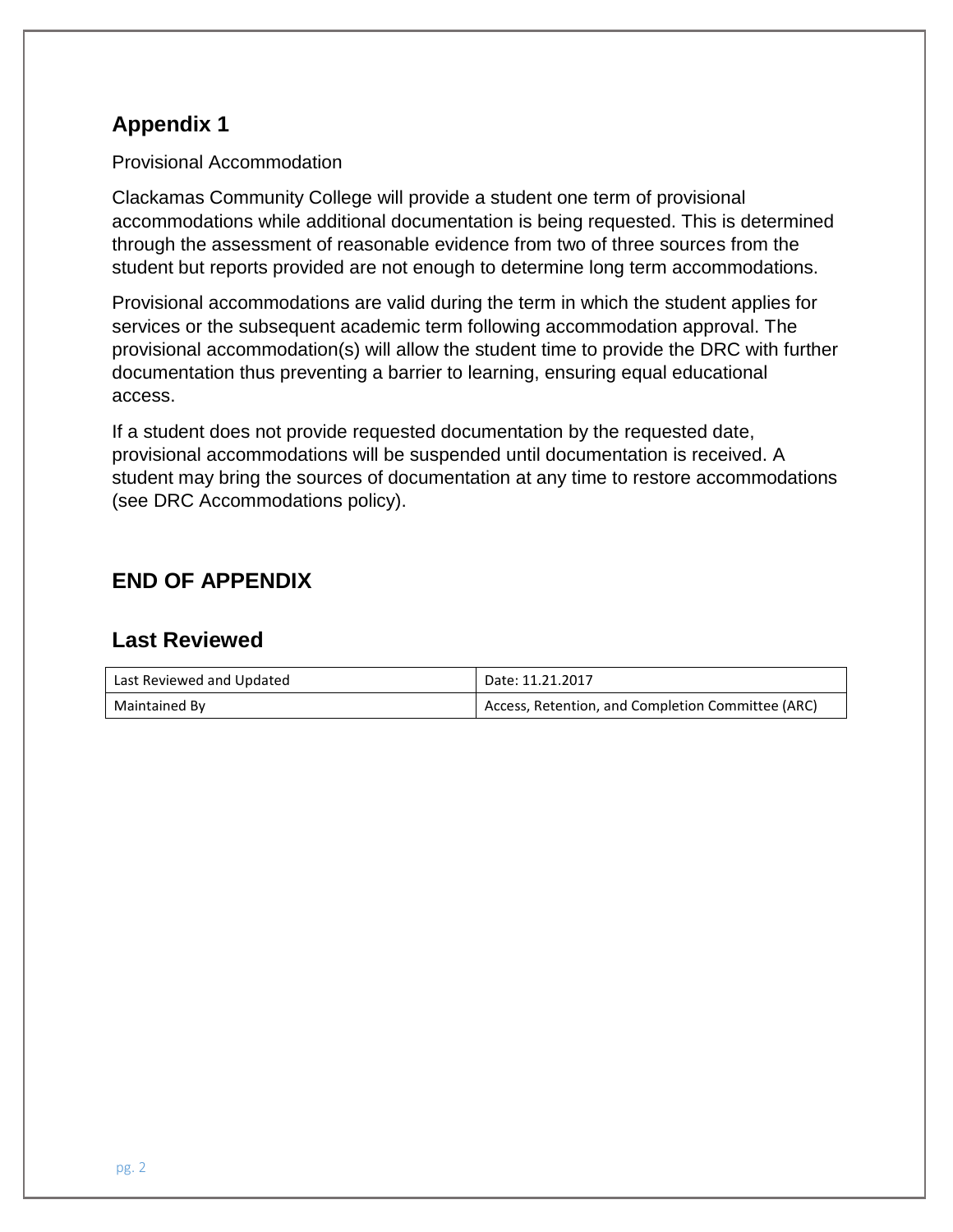## Appendix 1

Provisional Accommodation

Clackamas Community College will provide a student one term of provisional accommodations while additional documentation is being requested. This is determined through the assessment of reasonable evidence from two of three sources from the student but reports provided are not enough to determine long term accommodations.

Provisional accommodations are valid during the term in which the student applies for services or the subsequent academic term following accommodation approval. The provisional accommodation(s) will allow the student time to provide the DRC with further documentation thus preventing a barrier to learning, ensuring equal educational access.

If a student does not provide requested documentation by the requested date, provisional accommodations will be suspended until documentation is received. A student may bring the sources of documentation at any time to restore accommodations (see DRC Accommodations policy).

## END OF APPENDIX

## Last Reviewed

| | |
|---|---|
| Last Reviewed and Updated | Date: 11.21.2017 |
| Maintained By | Access, Retention, and Completion Committee (ARC) |